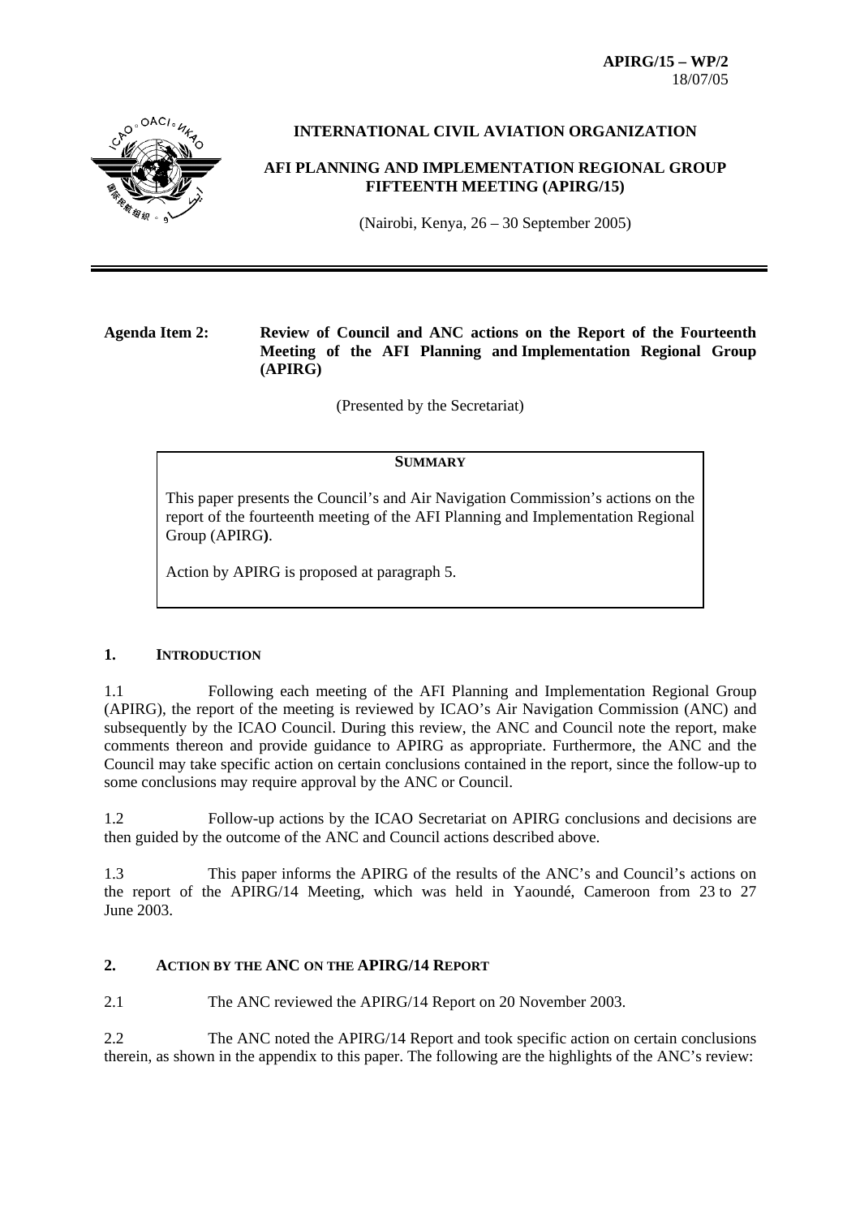**APIRG/15 – WP/2**
18/07/05

**INTERNATIONAL CIVIL AVIATION ORGANIZATION**

**AFI PLANNING AND IMPLEMENTATION REGIONAL GROUP FIFTEENTH MEETING (APIRG/15)**

(Nairobi, Kenya, 26 – 30 September 2005)

---

**Agenda Item 2:** **Review of Council and ANC actions on the Report of the Fourteenth Meeting of the AFI Planning and Implementation Regional Group (APIRG)**

(Presented by the Secretariat)

> **SUMMARY**
>
> This paper presents the Council's and Air Navigation Commission's actions on the report of the fourteenth meeting of the AFI Planning and Implementation Regional Group (APIRG**)**.
>
> Action by APIRG is proposed at paragraph 5.

## 1. INTRODUCTION

1.1 Following each meeting of the AFI Planning and Implementation Regional Group (APIRG), the report of the meeting is reviewed by ICAO's Air Navigation Commission (ANC) and subsequently by the ICAO Council. During this review, the ANC and Council note the report, make comments thereon and provide guidance to APIRG as appropriate. Furthermore, the ANC and the Council may take specific action on certain conclusions contained in the report, since the follow-up to some conclusions may require approval by the ANC or Council.

1.2 Follow-up actions by the ICAO Secretariat on APIRG conclusions and decisions are then guided by the outcome of the ANC and Council actions described above.

1.3 This paper informs the APIRG of the results of the ANC's and Council's actions on the report of the APIRG/14 Meeting, which was held in Yaoundé, Cameroon from 23 to 27 June 2003.

## 2. ACTION BY THE ANC ON THE APIRG/14 REPORT

2.1 The ANC reviewed the APIRG/14 Report on 20 November 2003.

2.2 The ANC noted the APIRG/14 Report and took specific action on certain conclusions therein, as shown in the appendix to this paper. The following are the highlights of the ANC's review: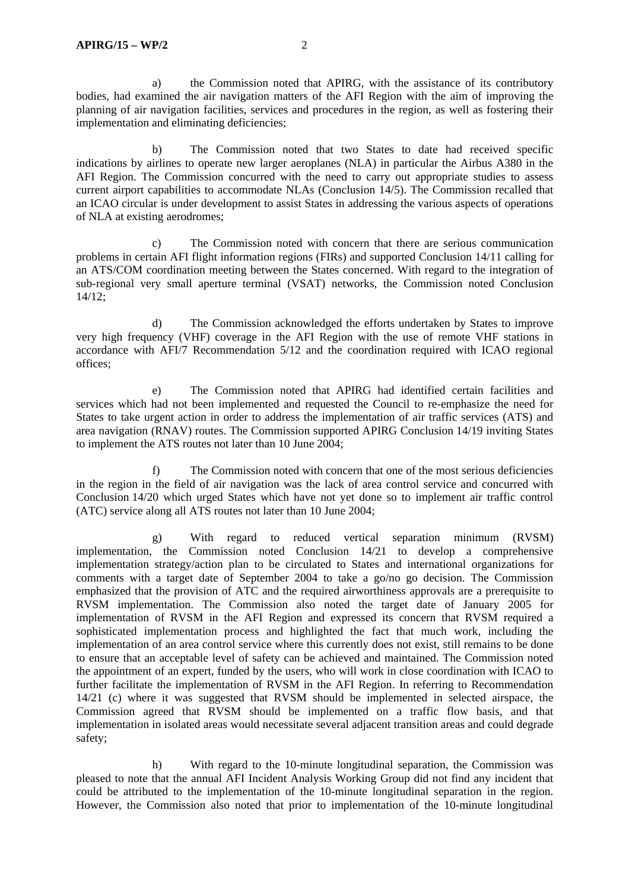a) the Commission noted that APIRG, with the assistance of its contributory bodies, had examined the air navigation matters of the AFI Region with the aim of improving the planning of air navigation facilities, services and procedures in the region, as well as fostering their implementation and eliminating deficiencies;

b) The Commission noted that two States to date had received specific indications by airlines to operate new larger aeroplanes (NLA) in particular the Airbus A380 in the AFI Region. The Commission concurred with the need to carry out appropriate studies to assess current airport capabilities to accommodate NLAs (Conclusion 14/5). The Commission recalled that an ICAO circular is under development to assist States in addressing the various aspects of operations of NLA at existing aerodromes;

c) The Commission noted with concern that there are serious communication problems in certain AFI flight information regions (FIRs) and supported Conclusion 14/11 calling for an ATS/COM coordination meeting between the States concerned. With regard to the integration of sub-regional very small aperture terminal (VSAT) networks, the Commission noted Conclusion 14/12;

d) The Commission acknowledged the efforts undertaken by States to improve very high frequency (VHF) coverage in the AFI Region with the use of remote VHF stations in accordance with AFI/7 Recommendation 5/12 and the coordination required with ICAO regional offices;

e) The Commission noted that APIRG had identified certain facilities and services which had not been implemented and requested the Council to re-emphasize the need for States to take urgent action in order to address the implementation of air traffic services (ATS) and area navigation (RNAV) routes. The Commission supported APIRG Conclusion 14/19 inviting States to implement the ATS routes not later than 10 June 2004;

f) The Commission noted with concern that one of the most serious deficiencies in the region in the field of air navigation was the lack of area control service and concurred with Conclusion 14/20 which urged States which have not yet done so to implement air traffic control (ATC) service along all ATS routes not later than 10 June 2004;

g) With regard to reduced vertical separation minimum (RVSM) implementation, the Commission noted Conclusion 14/21 to develop a comprehensive implementation strategy/action plan to be circulated to States and international organizations for comments with a target date of September 2004 to take a go/no go decision. The Commission emphasized that the provision of ATC and the required airworthiness approvals are a prerequisite to RVSM implementation. The Commission also noted the target date of January 2005 for implementation of RVSM in the AFI Region and expressed its concern that RVSM required a sophisticated implementation process and highlighted the fact that much work, including the implementation of an area control service where this currently does not exist, still remains to be done to ensure that an acceptable level of safety can be achieved and maintained. The Commission noted the appointment of an expert, funded by the users, who will work in close coordination with ICAO to further facilitate the implementation of RVSM in the AFI Region. In referring to Recommendation 14/21 (c) where it was suggested that RVSM should be implemented in selected airspace, the Commission agreed that RVSM should be implemented on a traffic flow basis, and that implementation in isolated areas would necessitate several adjacent transition areas and could degrade safety;

h) With regard to the 10-minute longitudinal separation, the Commission was pleased to note that the annual AFI Incident Analysis Working Group did not find any incident that could be attributed to the implementation of the 10-minute longitudinal separation in the region. However, the Commission also noted that prior to implementation of the 10-minute longitudinal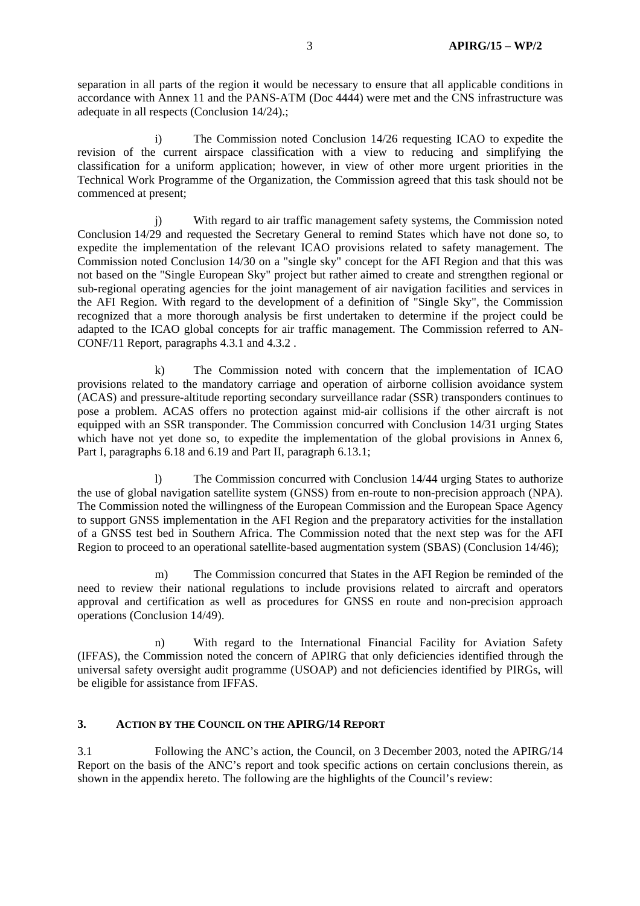separation in all parts of the region it would be necessary to ensure that all applicable conditions in accordance with Annex 11 and the PANS-ATM (Doc 4444) were met and the CNS infrastructure was adequate in all respects (Conclusion 14/24).;

i) The Commission noted Conclusion 14/26 requesting ICAO to expedite the revision of the current airspace classification with a view to reducing and simplifying the classification for a uniform application; however, in view of other more urgent priorities in the Technical Work Programme of the Organization, the Commission agreed that this task should not be commenced at present;

j) With regard to air traffic management safety systems, the Commission noted Conclusion 14/29 and requested the Secretary General to remind States which have not done so, to expedite the implementation of the relevant ICAO provisions related to safety management. The Commission noted Conclusion 14/30 on a "single sky" concept for the AFI Region and that this was not based on the "Single European Sky" project but rather aimed to create and strengthen regional or sub-regional operating agencies for the joint management of air navigation facilities and services in the AFI Region. With regard to the development of a definition of "Single Sky", the Commission recognized that a more thorough analysis be first undertaken to determine if the project could be adapted to the ICAO global concepts for air traffic management. The Commission referred to AN-CONF/11 Report, paragraphs 4.3.1 and 4.3.2 .

k) The Commission noted with concern that the implementation of ICAO provisions related to the mandatory carriage and operation of airborne collision avoidance system (ACAS) and pressure-altitude reporting secondary surveillance radar (SSR) transponders continues to pose a problem. ACAS offers no protection against mid-air collisions if the other aircraft is not equipped with an SSR transponder. The Commission concurred with Conclusion 14/31 urging States which have not yet done so, to expedite the implementation of the global provisions in Annex 6, Part I, paragraphs 6.18 and 6.19 and Part II, paragraph 6.13.1;

l) The Commission concurred with Conclusion 14/44 urging States to authorize the use of global navigation satellite system (GNSS) from en-route to non-precision approach (NPA). The Commission noted the willingness of the European Commission and the European Space Agency to support GNSS implementation in the AFI Region and the preparatory activities for the installation of a GNSS test bed in Southern Africa. The Commission noted that the next step was for the AFI Region to proceed to an operational satellite-based augmentation system (SBAS) (Conclusion 14/46);

m) The Commission concurred that States in the AFI Region be reminded of the need to review their national regulations to include provisions related to aircraft and operators approval and certification as well as procedures for GNSS en route and non-precision approach operations (Conclusion 14/49).

n) With regard to the International Financial Facility for Aviation Safety (IFFAS), the Commission noted the concern of APIRG that only deficiencies identified through the universal safety oversight audit programme (USOAP) and not deficiencies identified by PIRGs, will be eligible for assistance from IFFAS.

## 3. ACTION BY THE COUNCIL ON THE APIRG/14 REPORT

3.1 Following the ANC's action, the Council, on 3 December 2003, noted the APIRG/14 Report on the basis of the ANC's report and took specific actions on certain conclusions therein, as shown in the appendix hereto. The following are the highlights of the Council's review: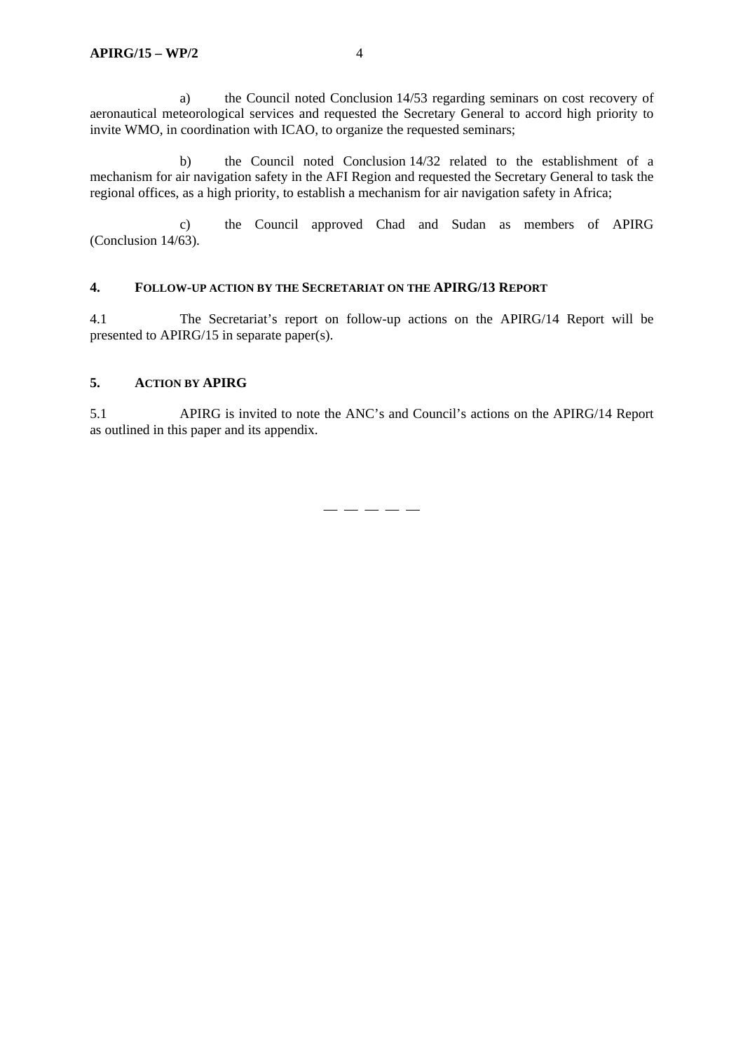a) the Council noted Conclusion 14/53 regarding seminars on cost recovery of aeronautical meteorological services and requested the Secretary General to accord high priority to invite WMO, in coordination with ICAO, to organize the requested seminars;

b) the Council noted Conclusion 14/32 related to the establishment of a mechanism for air navigation safety in the AFI Region and requested the Secretary General to task the regional offices, as a high priority, to establish a mechanism for air navigation safety in Africa;

c) the Council approved Chad and Sudan as members of APIRG (Conclusion 14/63).

## 4. FOLLOW-UP ACTION BY THE SECRETARIAT ON THE APIRG/13 REPORT

4.1 The Secretariat's report on follow-up actions on the APIRG/14 Report will be presented to APIRG/15 in separate paper(s).

## 5. ACTION BY APIRG

5.1 APIRG is invited to note the ANC's and Council's actions on the APIRG/14 Report as outlined in this paper and its appendix.

— — — — —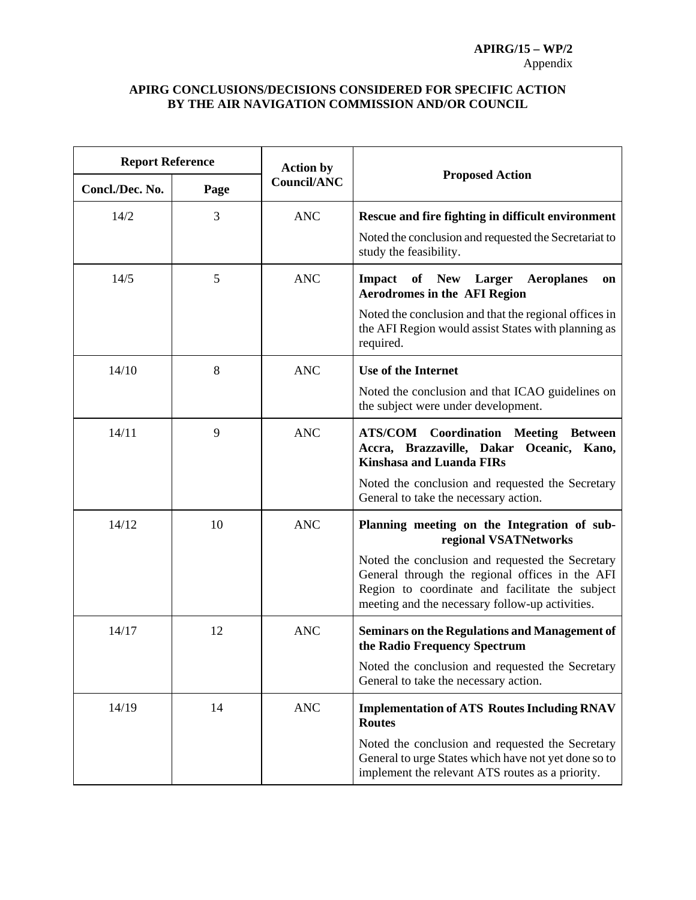**APIRG/15 – WP/2**
Appendix

**APIRG CONCLUSIONS/DECISIONS CONSIDERED FOR SPECIFIC ACTION BY THE AIR NAVIGATION COMMISSION AND/OR COUNCIL**

| Report Reference | | Action by Council/ANC | Proposed Action |
|---|---|---|---|
| **Concl./Dec. No.** | **Page** | | |
| 14/2 | 3 | ANC | **Rescue and fire fighting in difficult environment**<br><br>Noted the conclusion and requested the Secretariat to study the feasibility. |
| 14/5 | 5 | ANC | **Impact of New Larger Aeroplanes on Aerodromes in the AFI Region**<br><br>Noted the conclusion and that the regional offices in the AFI Region would assist States with planning as required. |
| 14/10 | 8 | ANC | **Use of the Internet**<br><br>Noted the conclusion and that ICAO guidelines on the subject were under development. |
| 14/11 | 9 | ANC | **ATS/COM Coordination Meeting Between Accra, Brazzaville, Dakar Oceanic, Kano, Kinshasa and Luanda FIRs**<br><br>Noted the conclusion and requested the Secretary General to take the necessary action. |
| 14/12 | 10 | ANC | **Planning meeting on the Integration of sub-regional VSATNetworks**<br><br>Noted the conclusion and requested the Secretary General through the regional offices in the AFI Region to coordinate and facilitate the subject meeting and the necessary follow-up activities. |
| 14/17 | 12 | ANC | **Seminars on the Regulations and Management of the Radio Frequency Spectrum**<br><br>Noted the conclusion and requested the Secretary General to take the necessary action. |
| 14/19 | 14 | ANC | **Implementation of ATS Routes Including RNAV Routes**<br><br>Noted the conclusion and requested the Secretary General to urge States which have not yet done so to implement the relevant ATS routes as a priority. |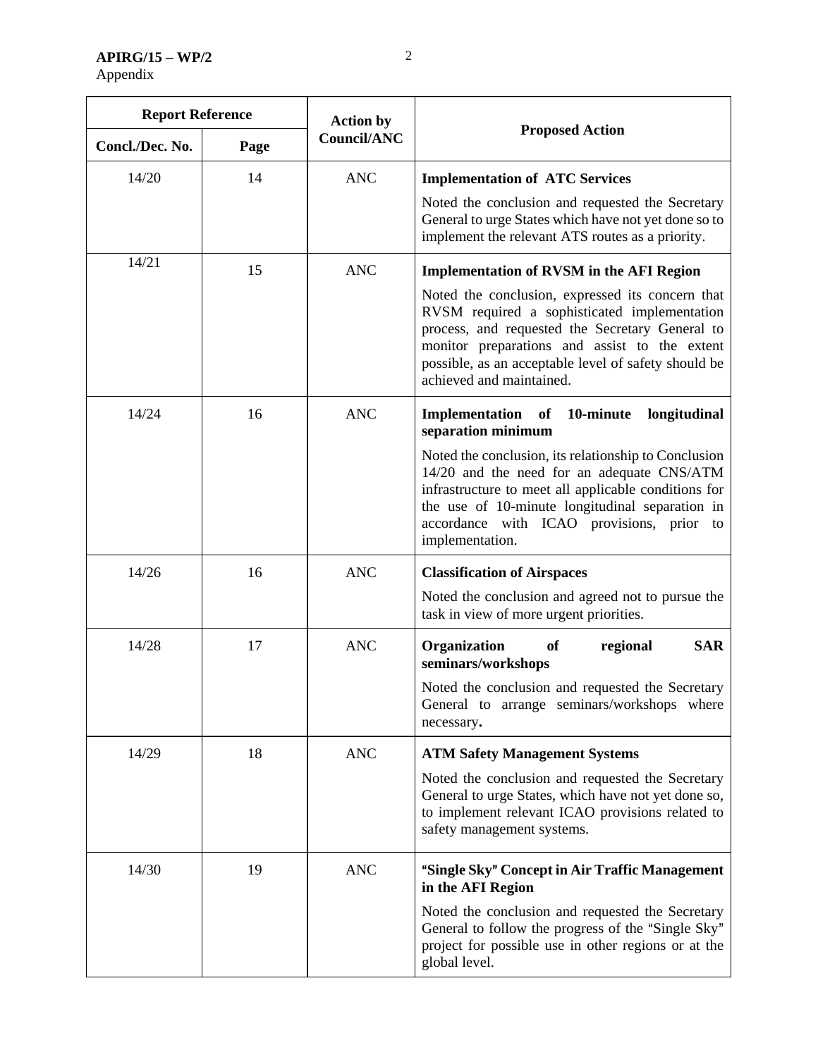| Report Reference | | Action by Council/ANC | Proposed Action |
|---|---|---|---|
| Concl./Dec. No. | Page | | |
| 14/20 | 14 | ANC | **Implementation of ATC Services**<br><br>Noted the conclusion and requested the Secretary General to urge States which have not yet done so to implement the relevant ATS routes as a priority. |
| 14/21 | 15 | ANC | **Implementation of RVSM in the AFI Region**<br><br>Noted the conclusion, expressed its concern that RVSM required a sophisticated implementation process, and requested the Secretary General to monitor preparations and assist to the extent possible, as an acceptable level of safety should be achieved and maintained. |
| 14/24 | 16 | ANC | **Implementation of 10-minute longitudinal separation minimum**<br><br>Noted the conclusion, its relationship to Conclusion 14/20 and the need for an adequate CNS/ATM infrastructure to meet all applicable conditions for the use of 10-minute longitudinal separation in accordance with ICAO provisions, prior to implementation. |
| 14/26 | 16 | ANC | **Classification of Airspaces**<br><br>Noted the conclusion and agreed not to pursue the task in view of more urgent priorities. |
| 14/28 | 17 | ANC | **Organization of regional SAR seminars/workshops**<br><br>Noted the conclusion and requested the Secretary General to arrange seminars/workshops where necessary**.** |
| 14/29 | 18 | ANC | **ATM Safety Management Systems**<br><br>Noted the conclusion and requested the Secretary General to urge States, which have not yet done so, to implement relevant ICAO provisions related to safety management systems. |
| 14/30 | 19 | ANC | **"Single Sky" Concept in Air Traffic Management in the AFI Region**<br><br>Noted the conclusion and requested the Secretary General to follow the progress of the "Single Sky" project for possible use in other regions or at the global level. |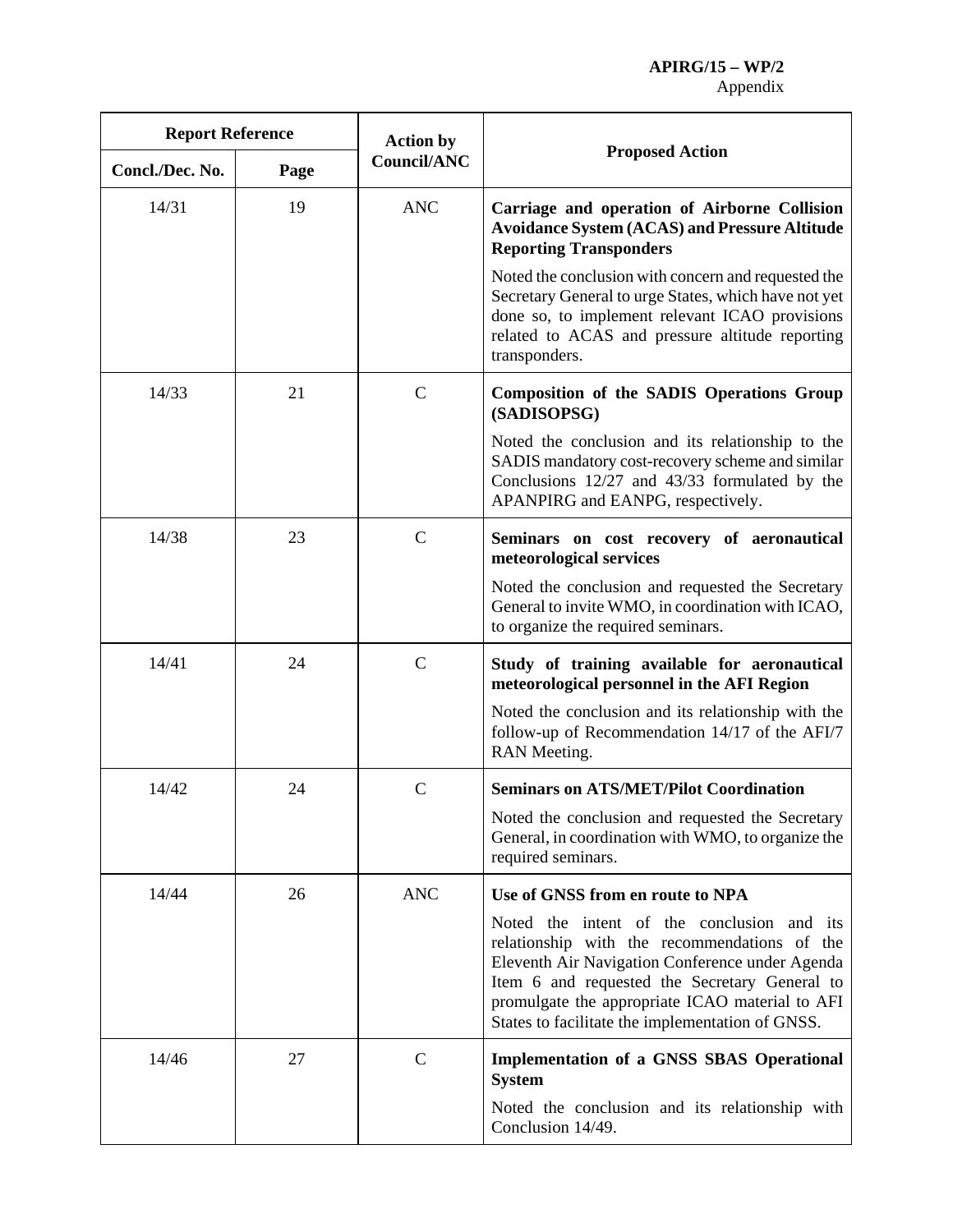| Report Reference | | Action by Council/ANC | Proposed Action |
|---|---|---|---|
| Concl./Dec. No. | Page | | |
| 14/31 | 19 | ANC | **Carriage and operation of Airborne Collision Avoidance System (ACAS) and Pressure Altitude Reporting Transponders**<br><br>Noted the conclusion with concern and requested the Secretary General to urge States, which have not yet done so, to implement relevant ICAO provisions related to ACAS and pressure altitude reporting transponders. |
| 14/33 | 21 | C | **Composition of the SADIS Operations Group (SADISOPSG)**<br><br>Noted the conclusion and its relationship to the SADIS mandatory cost-recovery scheme and similar Conclusions 12/27 and 43/33 formulated by the APANPIRG and EANPG, respectively. |
| 14/38 | 23 | C | **Seminars on cost recovery of aeronautical meteorological services**<br><br>Noted the conclusion and requested the Secretary General to invite WMO, in coordination with ICAO, to organize the required seminars. |
| 14/41 | 24 | C | **Study of training available for aeronautical meteorological personnel in the AFI Region**<br><br>Noted the conclusion and its relationship with the follow-up of Recommendation 14/17 of the AFI/7 RAN Meeting. |
| 14/42 | 24 | C | **Seminars on ATS/MET/Pilot Coordination**<br><br>Noted the conclusion and requested the Secretary General, in coordination with WMO, to organize the required seminars. |
| 14/44 | 26 | ANC | **Use of GNSS from en route to NPA**<br><br>Noted the intent of the conclusion and its relationship with the recommendations of the Eleventh Air Navigation Conference under Agenda Item 6 and requested the Secretary General to promulgate the appropriate ICAO material to AFI States to facilitate the implementation of GNSS. |
| 14/46 | 27 | C | **Implementation of a GNSS SBAS Operational System**<br><br>Noted the conclusion and its relationship with Conclusion 14/49. |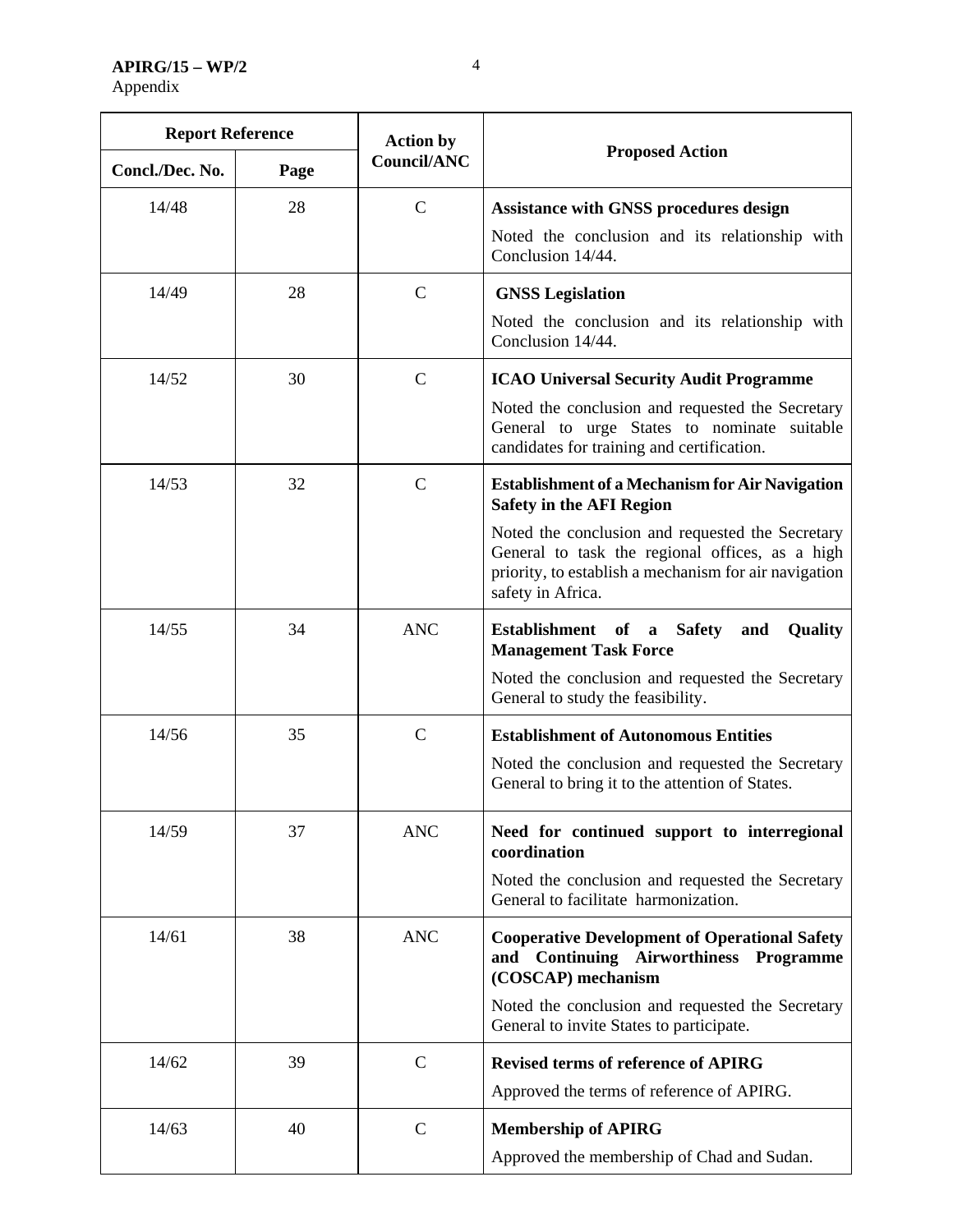| Report Reference | | Action by Council/ANC | Proposed Action |
|---|---|---|---|
| Concl./Dec. No. | Page | | |
| 14/48 | 28 | C | **Assistance with GNSS procedures design**<br>Noted the conclusion and its relationship with Conclusion 14/44. |
| 14/49 | 28 | C | **GNSS Legislation**<br>Noted the conclusion and its relationship with Conclusion 14/44. |
| 14/52 | 30 | C | **ICAO Universal Security Audit Programme**<br>Noted the conclusion and requested the Secretary General to urge States to nominate suitable candidates for training and certification. |
| 14/53 | 32 | C | **Establishment of a Mechanism for Air Navigation Safety in the AFI Region**<br>Noted the conclusion and requested the Secretary General to task the regional offices, as a high priority, to establish a mechanism for air navigation safety in Africa. |
| 14/55 | 34 | ANC | **Establishment of a Safety and Quality Management Task Force**<br>Noted the conclusion and requested the Secretary General to study the feasibility. |
| 14/56 | 35 | C | **Establishment of Autonomous Entities**<br>Noted the conclusion and requested the Secretary General to bring it to the attention of States. |
| 14/59 | 37 | ANC | **Need for continued support to interregional coordination**<br>Noted the conclusion and requested the Secretary General to facilitate harmonization. |
| 14/61 | 38 | ANC | **Cooperative Development of Operational Safety and Continuing Airworthiness Programme (COSCAP) mechanism**<br>Noted the conclusion and requested the Secretary General to invite States to participate. |
| 14/62 | 39 | C | **Revised terms of reference of APIRG**<br>Approved the terms of reference of APIRG. |
| 14/63 | 40 | C | **Membership of APIRG**<br>Approved the membership of Chad and Sudan. |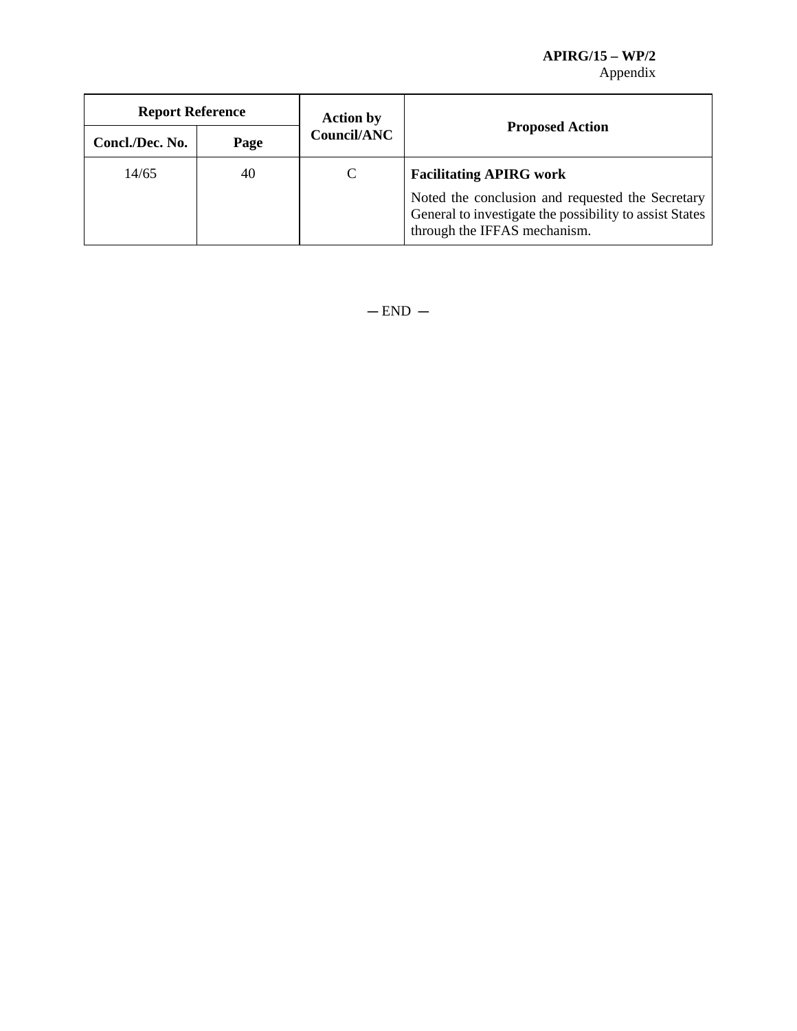| Report Reference | | Action by Council/ANC | Proposed Action |
|---|---|---|---|
| Concl./Dec. No. | Page | | |
| 14/65 | 40 | C | **Facilitating APIRG work**<br><br>Noted the conclusion and requested the Secretary General to investigate the possibility to assist States through the IFFAS mechanism. |

— END —